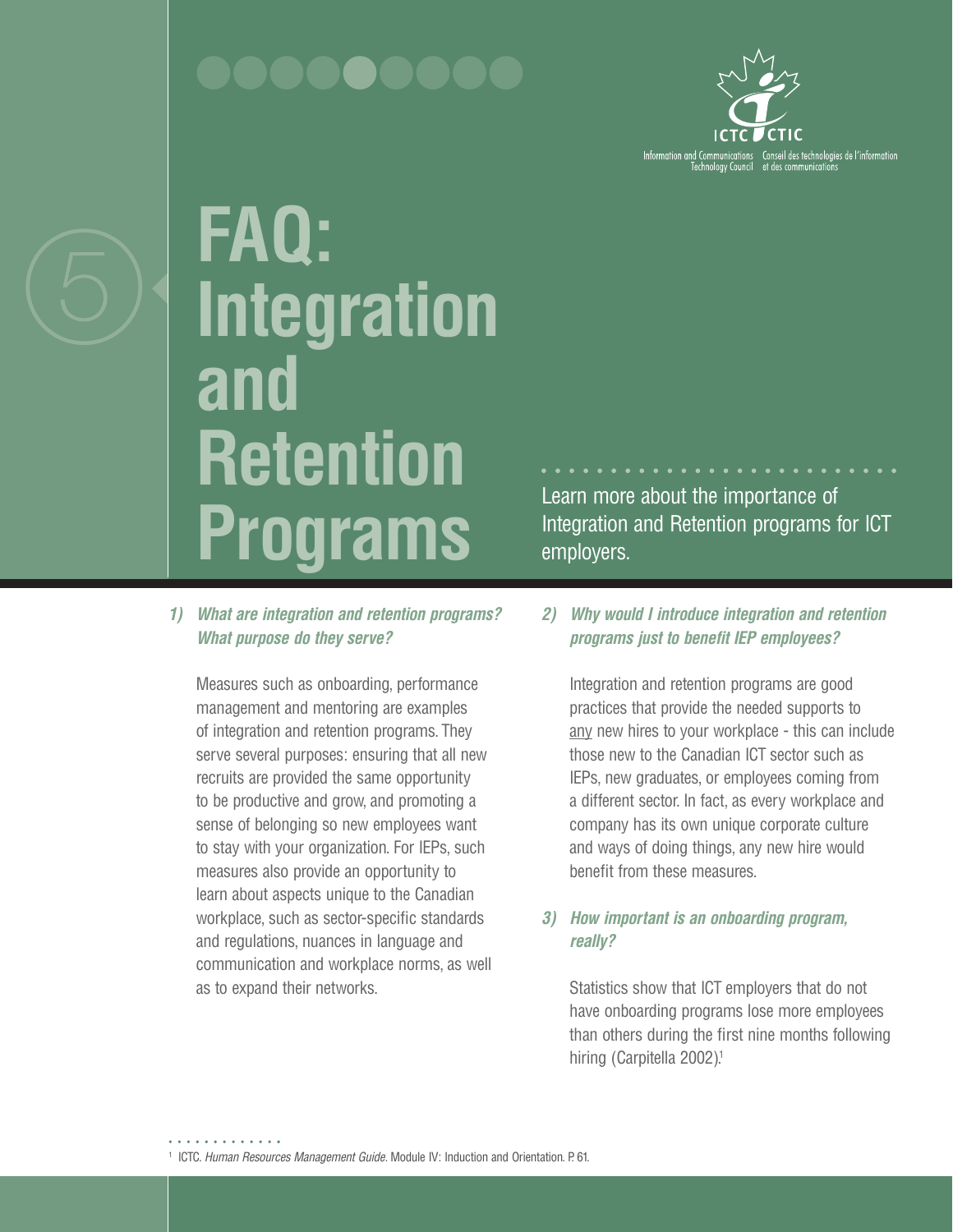5

# FAQ: Integration and Retention Programs

Learn more about the importance of Integration and Retention programs for ICT employers.

***1) What are integration and retention programs? What purpose do they serve?***

Measures such as onboarding, performance management and mentoring are examples of integration and retention programs. They serve several purposes: ensuring that all new recruits are provided the same opportunity to be productive and grow, and promoting a sense of belonging so new employees want to stay with your organization. For IEPs, such measures also provide an opportunity to learn about aspects unique to the Canadian workplace, such as sector-specific standards and regulations, nuances in language and communication and workplace norms, as well as to expand their networks.

***2) Why would I introduce integration and retention programs just to benefit IEP employees?***

Integration and retention programs are good practices that provide the needed supports to any new hires to your workplace - this can include those new to the Canadian ICT sector such as IEPs, new graduates, or employees coming from a different sector. In fact, as every workplace and company has its own unique corporate culture and ways of doing things, any new hire would benefit from these measures.

***3) How important is an onboarding program, really?***

Statistics show that ICT employers that do not have onboarding programs lose more employees than others during the first nine months following hiring (Carpitella 2002).[1]

[1] ICTC. *Human Resources Management Guide.* Module IV: Induction and Orientation. P. 61.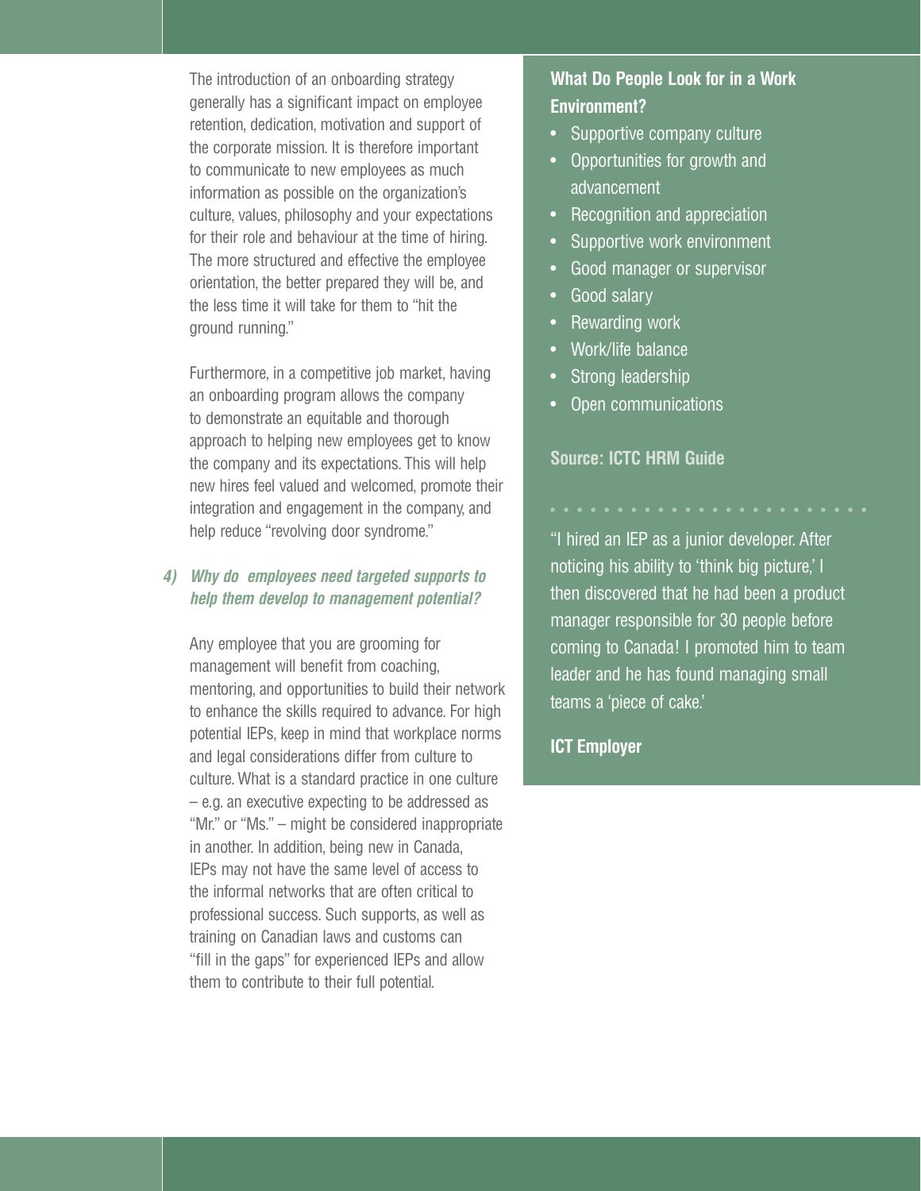The introduction of an onboarding strategy generally has a significant impact on employee retention, dedication, motivation and support of the corporate mission. It is therefore important to communicate to new employees as much information as possible on the organization's culture, values, philosophy and your expectations for their role and behaviour at the time of hiring. The more structured and effective the employee orientation, the better prepared they will be, and the less time it will take for them to "hit the ground running."

Furthermore, in a competitive job market, having an onboarding program allows the company to demonstrate an equitable and thorough approach to helping new employees get to know the company and its expectations. This will help new hires feel valued and welcomed, promote their integration and engagement in the company, and help reduce "revolving door syndrome."

### *4) Why do employees need targeted supports to help them develop to management potential?*

Any employee that you are grooming for management will benefit from coaching, mentoring, and opportunities to build their network to enhance the skills required to advance. For high potential IEPs, keep in mind that workplace norms and legal considerations differ from culture to culture. What is a standard practice in one culture – e.g. an executive expecting to be addressed as "Mr." or "Ms." – might be considered inappropriate in another. In addition, being new in Canada, IEPs may not have the same level of access to the informal networks that are often critical to professional success. Such supports, as well as training on Canadian laws and customs can "fill in the gaps" for experienced IEPs and allow them to contribute to their full potential.

**What Do People Look for in a Work Environment?**

- Supportive company culture
- Opportunities for growth and advancement
- Recognition and appreciation
- Supportive work environment
- Good manager or supervisor
- Good salary
- Rewarding work
- Work/life balance
- Strong leadership
- Open communications

**Source: ICTC HRM Guide**

"I hired an IEP as a junior developer. After noticing his ability to 'think big picture,' I then discovered that he had been a product manager responsible for 30 people before coming to Canada! I promoted him to team leader and he has found managing small teams a 'piece of cake.'

**ICT Employer**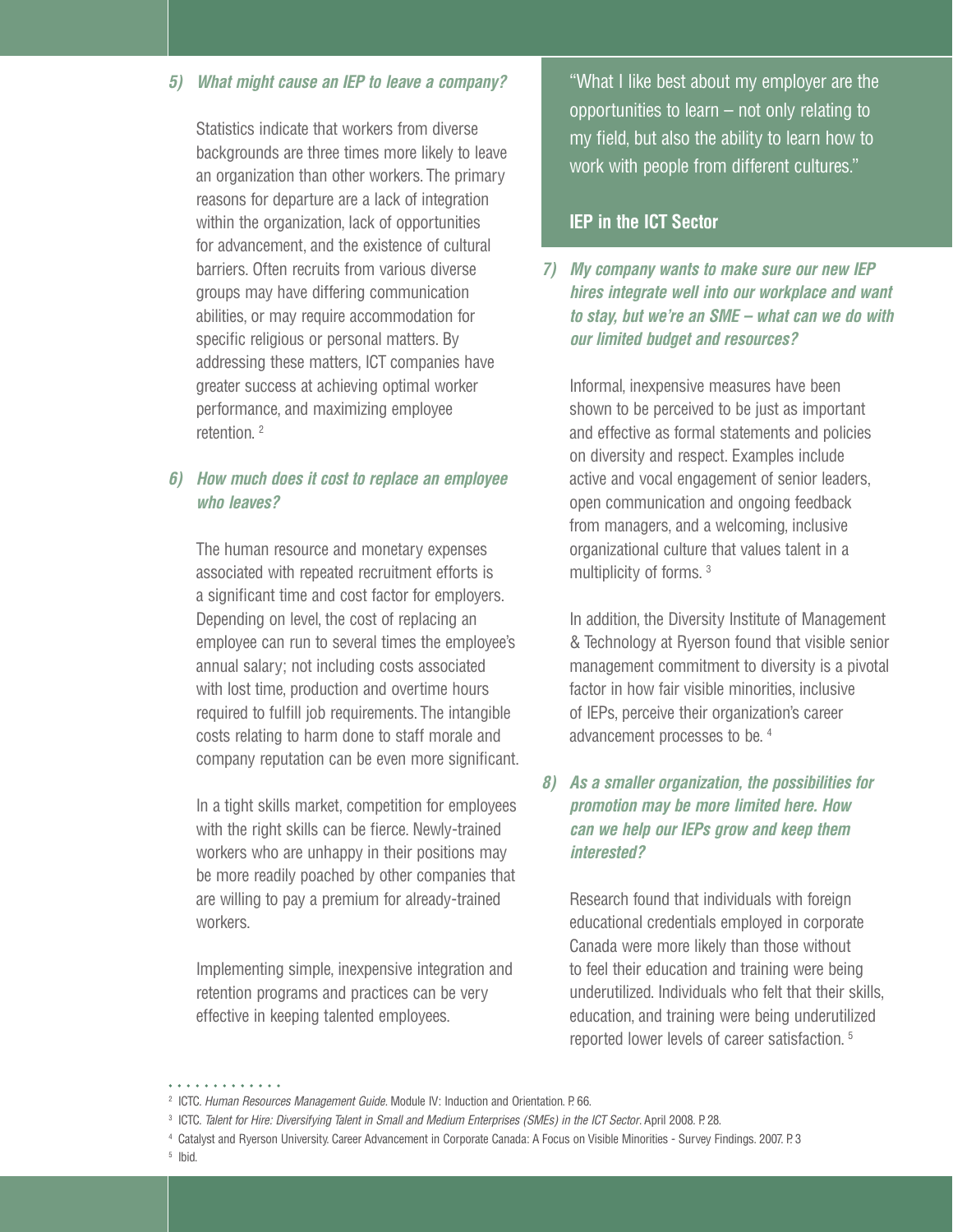***5) What might cause an IEP to leave a company?***

Statistics indicate that workers from diverse backgrounds are three times more likely to leave an organization than other workers. The primary reasons for departure are a lack of integration within the organization, lack of opportunities for advancement, and the existence of cultural barriers. Often recruits from various diverse groups may have differing communication abilities, or may require accommodation for specific religious or personal matters. By addressing these matters, ICT companies have greater success at achieving optimal worker performance, and maximizing employee retention. [2]

***6) How much does it cost to replace an employee who leaves?***

The human resource and monetary expenses associated with repeated recruitment efforts is a significant time and cost factor for employers. Depending on level, the cost of replacing an employee can run to several times the employee's annual salary; not including costs associated with lost time, production and overtime hours required to fulfill job requirements. The intangible costs relating to harm done to staff morale and company reputation can be even more significant.

In a tight skills market, competition for employees with the right skills can be fierce. Newly-trained workers who are unhappy in their positions may be more readily poached by other companies that are willing to pay a premium for already-trained workers.

Implementing simple, inexpensive integration and retention programs and practices can be very effective in keeping talented employees.

"What I like best about my employer are the opportunities to learn – not only relating to my field, but also the ability to learn how to work with people from different cultures."

## IEP in the ICT Sector

***7) My company wants to make sure our new IEP hires integrate well into our workplace and want to stay, but we're an SME – what can we do with our limited budget and resources?***

Informal, inexpensive measures have been shown to be perceived to be just as important and effective as formal statements and policies on diversity and respect. Examples include active and vocal engagement of senior leaders, open communication and ongoing feedback from managers, and a welcoming, inclusive organizational culture that values talent in a multiplicity of forms. [3]

In addition, the Diversity Institute of Management & Technology at Ryerson found that visible senior management commitment to diversity is a pivotal factor in how fair visible minorities, inclusive of IEPs, perceive their organization's career advancement processes to be. [4]

***8) As a smaller organization, the possibilities for promotion may be more limited here. How can we help our IEPs grow and keep them interested?***

Research found that individuals with foreign educational credentials employed in corporate Canada were more likely than those without to feel their education and training were being underutilized. Individuals who felt that their skills, education, and training were being underutilized reported lower levels of career satisfaction. [5]

---

[2] ICTC. *Human Resources Management Guide*. Module IV: Induction and Orientation. P. 66.

[3] ICTC. *Talent for Hire: Diversifying Talent in Small and Medium Enterprises (SMEs) in the ICT Sector*. April 2008. P. 28.

[4] Catalyst and Ryerson University. Career Advancement in Corporate Canada: A Focus on Visible Minorities - Survey Findings. 2007. P. 3

[5] Ibid.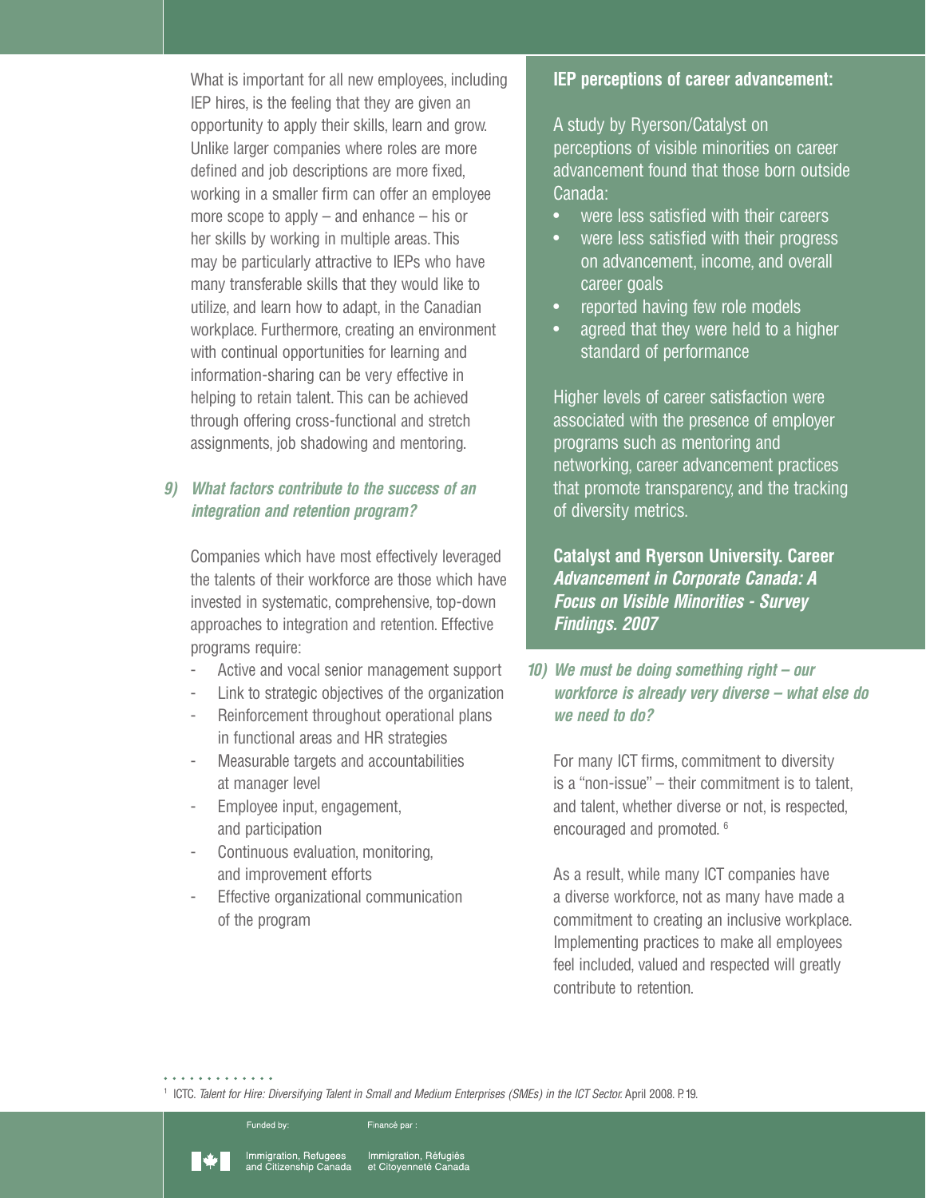What is important for all new employees, including IEP hires, is the feeling that they are given an opportunity to apply their skills, learn and grow. Unlike larger companies where roles are more defined and job descriptions are more fixed, working in a smaller firm can offer an employee more scope to apply – and enhance – his or her skills by working in multiple areas. This may be particularly attractive to IEPs who have many transferable skills that they would like to utilize, and learn how to adapt, in the Canadian workplace. Furthermore, creating an environment with continual opportunities for learning and information-sharing can be very effective in helping to retain talent. This can be achieved through offering cross-functional and stretch assignments, job shadowing and mentoring.

### *9) What factors contribute to the success of an integration and retention program?*

Companies which have most effectively leveraged the talents of their workforce are those which have invested in systematic, comprehensive, top-down approaches to integration and retention. Effective programs require:

- Active and vocal senior management support
- Link to strategic objectives of the organization
- Reinforcement throughout operational plans in functional areas and HR strategies
- Measurable targets and accountabilities at manager level
- Employee input, engagement, and participation
- Continuous evaluation, monitoring, and improvement efforts
- Effective organizational communication of the program

**IEP perceptions of career advancement:**

A study by Ryerson/Catalyst on perceptions of visible minorities on career advancement found that those born outside Canada:

- were less satisfied with their careers
- were less satisfied with their progress on advancement, income, and overall career goals
- reported having few role models
- agreed that they were held to a higher standard of performance

Higher levels of career satisfaction were associated with the presence of employer programs such as mentoring and networking, career advancement practices that promote transparency, and the tracking of diversity metrics.

**Catalyst and Ryerson University. Career *Advancement in Corporate Canada: A Focus on Visible Minorities - Survey Findings. 2007***

### *10) We must be doing something right – our workforce is already very diverse – what else do we need to do?*

For many ICT firms, commitment to diversity is a "non-issue" – their commitment is to talent, and talent, whether diverse or not, is respected, encouraged and promoted. [6]

As a result, while many ICT companies have a diverse workforce, not as many have made a commitment to creating an inclusive workplace. Implementing practices to make all employees feel included, valued and respected will greatly contribute to retention.

[1] ICTC. *Talent for Hire: Diversifying Talent in Small and Medium Enterprises (SMEs) in the ICT Sector.* April 2008. P. 19.

Funded by: Immigration, Refugees and Citizenship Canada

Financé par : Immigration, Réfugiés et Citoyenneté Canada